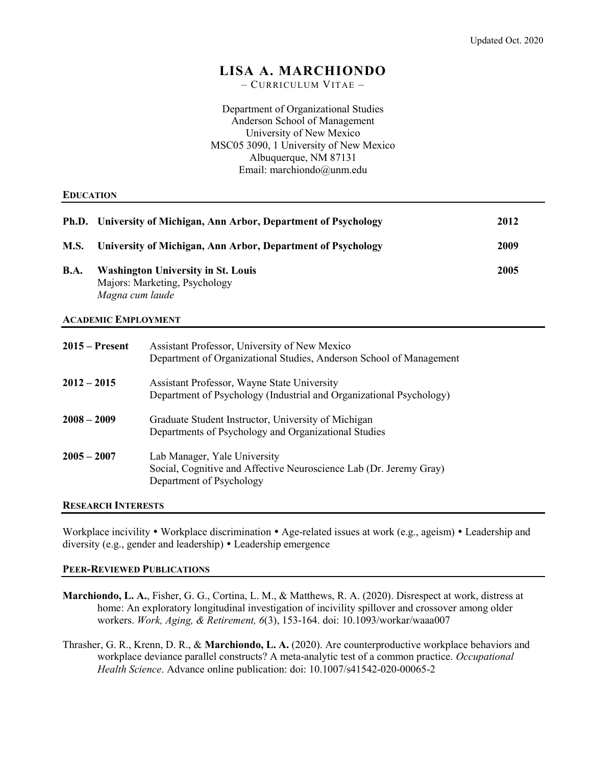Updated Oct. 2020

# LISA A. MARCHIONDO

– CURRICULUM VITAE –

Department of Organizational Studies
Anderson School of Management
University of New Mexico
MSC05 3090, 1 University of New Mexico
Albuquerque, NM 87131
Email: marchiondo@unm.edu

## EDUCATION

**Ph.D. University of Michigan, Ann Arbor, Department of Psychology** **2012**

**M.S. University of Michigan, Ann Arbor, Department of Psychology** **2009**

**B.A. Washington University in St. Louis** **2005**
Majors: Marketing, Psychology
*Magna cum laude*

## ACADEMIC EMPLOYMENT

**2015 – Present** Assistant Professor, University of New Mexico
Department of Organizational Studies, Anderson School of Management

**2012 – 2015** Assistant Professor, Wayne State University
Department of Psychology (Industrial and Organizational Psychology)

**2008 – 2009** Graduate Student Instructor, University of Michigan
Departments of Psychology and Organizational Studies

**2005 – 2007** Lab Manager, Yale University
Social, Cognitive and Affective Neuroscience Lab (Dr. Jeremy Gray)
Department of Psychology

## RESEARCH INTERESTS

Workplace incivility • Workplace discrimination • Age-related issues at work (e.g., ageism) • Leadership and diversity (e.g., gender and leadership) • Leadership emergence

## PEER-REVIEWED PUBLICATIONS

**Marchiondo, L. A.**, Fisher, G. G., Cortina, L. M., & Matthews, R. A. (2020). Disrespect at work, distress at home: An exploratory longitudinal investigation of incivility spillover and crossover among older workers. *Work, Aging, & Retirement, 6*(3), 153-164. doi: 10.1093/workar/waaa007

Thrasher, G. R., Krenn, D. R., & **Marchiondo, L. A.** (2020). Are counterproductive workplace behaviors and workplace deviance parallel constructs? A meta-analytic test of a common practice. *Occupational Health Science*. Advance online publication: doi: 10.1007/s41542-020-00065-2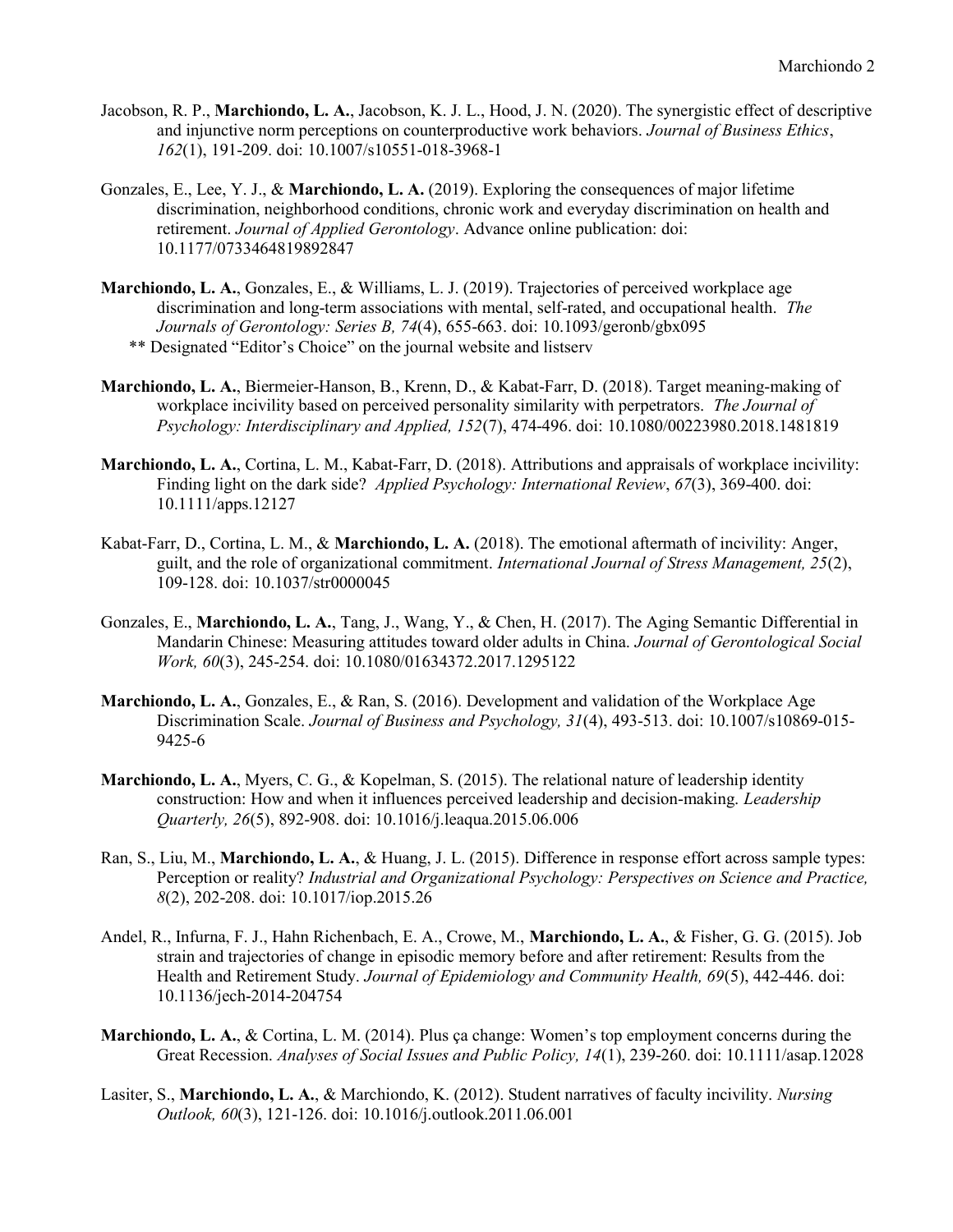Jacobson, R. P., **Marchiondo, L. A.**, Jacobson, K. J. L., Hood, J. N. (2020). The synergistic effect of descriptive and injunctive norm perceptions on counterproductive work behaviors. *Journal of Business Ethics*, *162*(1), 191-209. doi: 10.1007/s10551-018-3968-1

Gonzales, E., Lee, Y. J., & **Marchiondo, L. A.** (2019). Exploring the consequences of major lifetime discrimination, neighborhood conditions, chronic work and everyday discrimination on health and retirement. *Journal of Applied Gerontology*. Advance online publication: doi: 10.1177/0733464819892847

**Marchiondo, L. A.**, Gonzales, E., & Williams, L. J. (2019). Trajectories of perceived workplace age discrimination and long-term associations with mental, self-rated, and occupational health. *The Journals of Gerontology: Series B, 74*(4), 655-663. doi: 10.1093/geronb/gbx095
** Designated "Editor's Choice" on the journal website and listserv

**Marchiondo, L. A.**, Biermeier-Hanson, B., Krenn, D., & Kabat-Farr, D. (2018). Target meaning-making of workplace incivility based on perceived personality similarity with perpetrators. *The Journal of Psychology: Interdisciplinary and Applied, 152*(7), 474-496. doi: 10.1080/00223980.2018.1481819

**Marchiondo, L. A.**, Cortina, L. M., Kabat-Farr, D. (2018). Attributions and appraisals of workplace incivility: Finding light on the dark side? *Applied Psychology: International Review*, *67*(3), 369-400. doi: 10.1111/apps.12127

Kabat-Farr, D., Cortina, L. M., & **Marchiondo, L. A.** (2018). The emotional aftermath of incivility: Anger, guilt, and the role of organizational commitment. *International Journal of Stress Management, 25*(2), 109-128. doi: 10.1037/str0000045

Gonzales, E., **Marchiondo, L. A.**, Tang, J., Wang, Y., & Chen, H. (2017). The Aging Semantic Differential in Mandarin Chinese: Measuring attitudes toward older adults in China. *Journal of Gerontological Social Work, 60*(3), 245-254. doi: 10.1080/01634372.2017.1295122

**Marchiondo, L. A.**, Gonzales, E., & Ran, S. (2016). Development and validation of the Workplace Age Discrimination Scale. *Journal of Business and Psychology, 31*(4), 493-513. doi: 10.1007/s10869-015-9425-6

**Marchiondo, L. A.**, Myers, C. G., & Kopelman, S. (2015). The relational nature of leadership identity construction: How and when it influences perceived leadership and decision-making. *Leadership Quarterly, 26*(5), 892-908. doi: 10.1016/j.leaqua.2015.06.006

Ran, S., Liu, M., **Marchiondo, L. A.**, & Huang, J. L. (2015). Difference in response effort across sample types: Perception or reality? *Industrial and Organizational Psychology: Perspectives on Science and Practice, 8*(2), 202-208. doi: 10.1017/iop.2015.26

Andel, R., Infurna, F. J., Hahn Richenbach, E. A., Crowe, M., **Marchiondo, L. A.**, & Fisher, G. G. (2015). Job strain and trajectories of change in episodic memory before and after retirement: Results from the Health and Retirement Study. *Journal of Epidemiology and Community Health, 69*(5), 442-446. doi: 10.1136/jech-2014-204754

**Marchiondo, L. A.**, & Cortina, L. M. (2014). Plus ça change: Women's top employment concerns during the Great Recession. *Analyses of Social Issues and Public Policy, 14*(1), 239-260. doi: 10.1111/asap.12028

Lasiter, S., **Marchiondo, L. A.**, & Marchiondo, K. (2012). Student narratives of faculty incivility. *Nursing Outlook, 60*(3), 121-126. doi: 10.1016/j.outlook.2011.06.001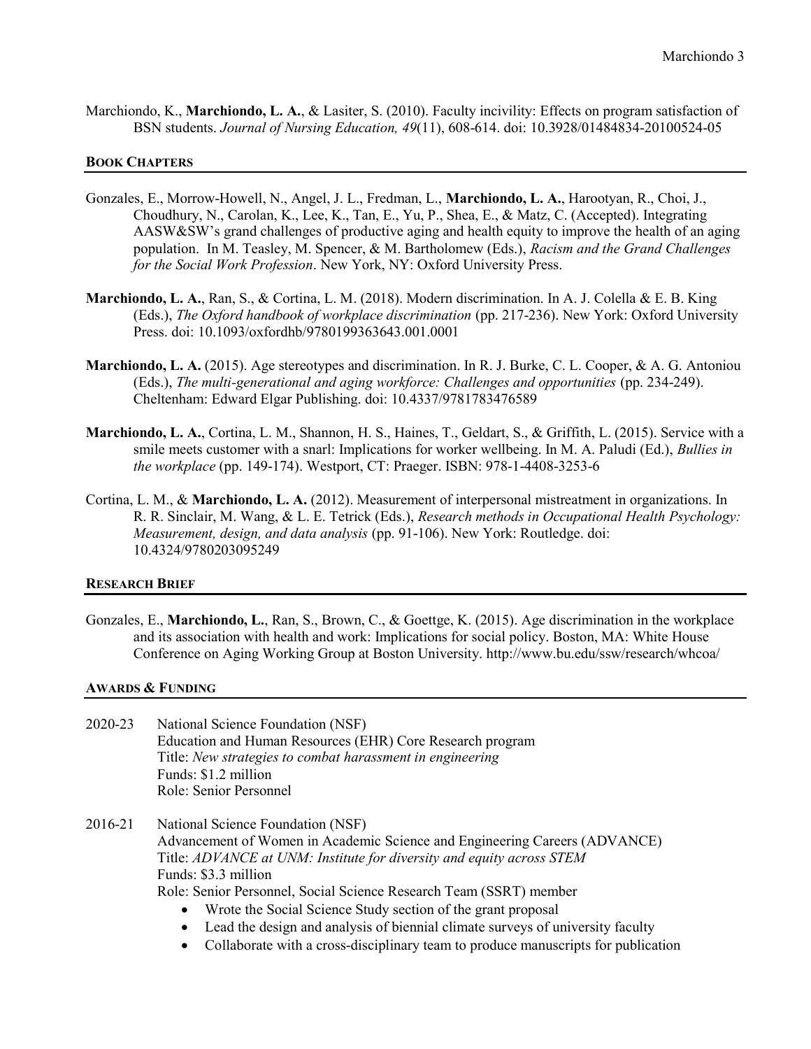Marchiondo, K., **Marchiondo, L. A.**, & Lasiter, S. (2010). Faculty incivility: Effects on program satisfaction of BSN students. *Journal of Nursing Education, 49*(11), 608-614. doi: 10.3928/01484834-20100524-05

## BOOK CHAPTERS

Gonzales, E., Morrow-Howell, N., Angel, J. L., Fredman, L., **Marchiondo, L. A.**, Harootyan, R., Choi, J., Choudhury, N., Carolan, K., Lee, K., Tan, E., Yu, P., Shea, E., & Matz, C. (Accepted). Integrating AASW&SW's grand challenges of productive aging and health equity to improve the health of an aging population. In M. Teasley, M. Spencer, & M. Bartholomew (Eds.), *Racism and the Grand Challenges for the Social Work Profession*. New York, NY: Oxford University Press.

**Marchiondo, L. A.**, Ran, S., & Cortina, L. M. (2018). Modern discrimination. In A. J. Colella & E. B. King (Eds.), *The Oxford handbook of workplace discrimination* (pp. 217-236). New York: Oxford University Press. doi: 10.1093/oxfordhb/9780199363643.001.0001

**Marchiondo, L. A.** (2015). Age stereotypes and discrimination. In R. J. Burke, C. L. Cooper, & A. G. Antoniou (Eds.), *The multi-generational and aging workforce: Challenges and opportunities* (pp. 234-249). Cheltenham: Edward Elgar Publishing. doi: 10.4337/9781783476589

**Marchiondo, L. A.**, Cortina, L. M., Shannon, H. S., Haines, T., Geldart, S., & Griffith, L. (2015). Service with a smile meets customer with a snarl: Implications for worker wellbeing. In M. A. Paludi (Ed.), *Bullies in the workplace* (pp. 149-174). Westport, CT: Praeger. ISBN: 978-1-4408-3253-6

Cortina, L. M., & **Marchiondo, L. A.** (2012). Measurement of interpersonal mistreatment in organizations. In R. R. Sinclair, M. Wang, & L. E. Tetrick (Eds.), *Research methods in Occupational Health Psychology: Measurement, design, and data analysis* (pp. 91-106). New York: Routledge. doi: 10.4324/9780203095249

## RESEARCH BRIEF

Gonzales, E., **Marchiondo, L.**, Ran, S., Brown, C., & Goettge, K. (2015). Age discrimination in the workplace and its association with health and work: Implications for social policy. Boston, MA: White House Conference on Aging Working Group at Boston University. http://www.bu.edu/ssw/research/whcoa/

## AWARDS & FUNDING

2020-23 National Science Foundation (NSF)
Education and Human Resources (EHR) Core Research program
Title: *New strategies to combat harassment in engineering*
Funds: $1.2 million
Role: Senior Personnel

2016-21 National Science Foundation (NSF)
Advancement of Women in Academic Science and Engineering Careers (ADVANCE)
Title: *ADVANCE at UNM: Institute for diversity and equity across STEM*
Funds: $3.3 million
Role: Senior Personnel, Social Science Research Team (SSRT) member

- Wrote the Social Science Study section of the grant proposal
- Lead the design and analysis of biennial climate surveys of university faculty
- Collaborate with a cross-disciplinary team to produce manuscripts for publication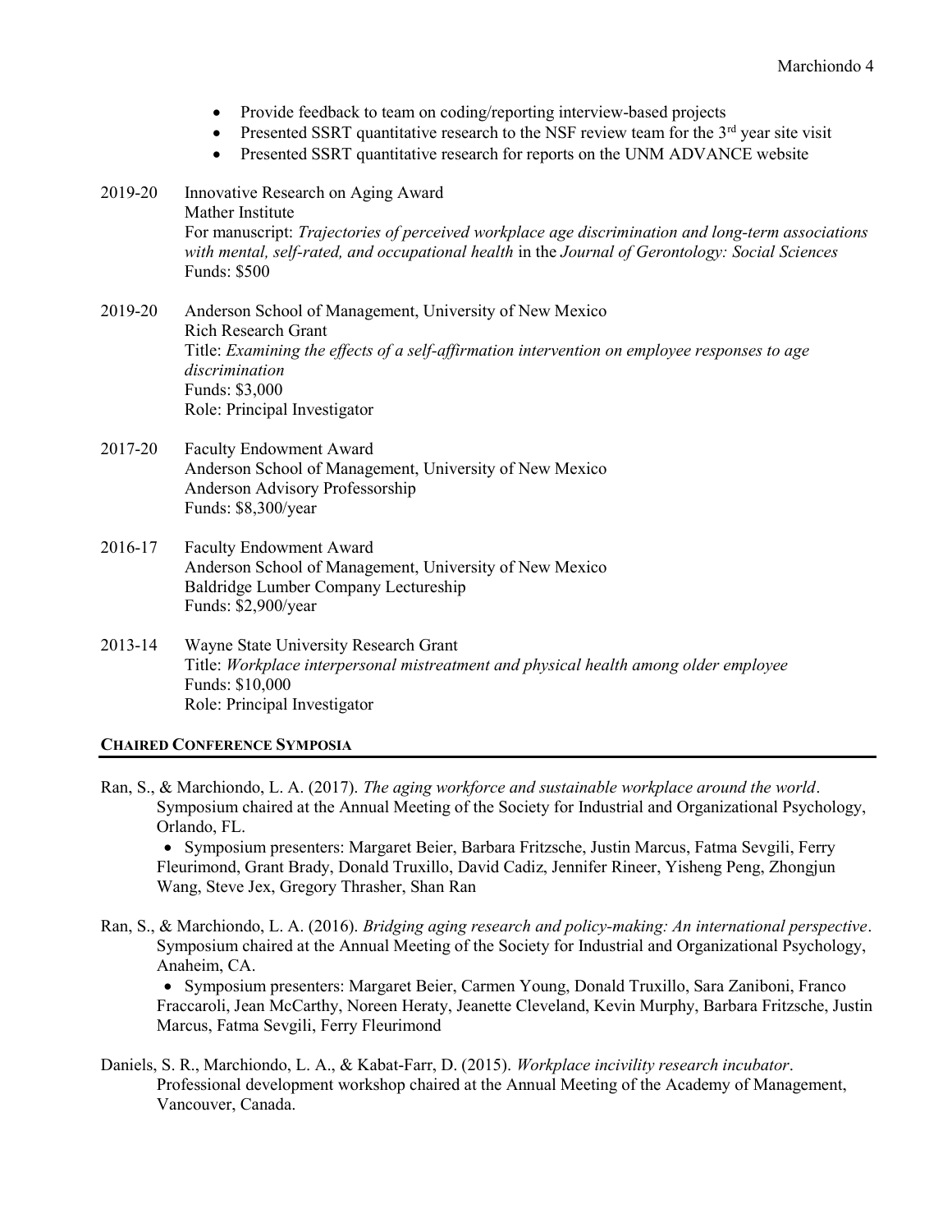- Provide feedback to team on coding/reporting interview-based projects
- Presented SSRT quantitative research to the NSF review team for the 3rd year site visit
- Presented SSRT quantitative research for reports on the UNM ADVANCE website

2019-20 Innovative Research on Aging Award
Mather Institute
For manuscript: *Trajectories of perceived workplace age discrimination and long-term associations with mental, self-rated, and occupational health* in the *Journal of Gerontology: Social Sciences*
Funds: $500

2019-20 Anderson School of Management, University of New Mexico
Rich Research Grant
Title: *Examining the effects of a self-affirmation intervention on employee responses to age discrimination*
Funds: $3,000
Role: Principal Investigator

2017-20 Faculty Endowment Award
Anderson School of Management, University of New Mexico
Anderson Advisory Professorship
Funds: $8,300/year

2016-17 Faculty Endowment Award
Anderson School of Management, University of New Mexico
Baldridge Lumber Company Lectureship
Funds: $2,900/year

2013-14 Wayne State University Research Grant
Title: *Workplace interpersonal mistreatment and physical health among older employee*
Funds: $10,000
Role: Principal Investigator

## CHAIRED CONFERENCE SYMPOSIA

Ran, S., & Marchiondo, L. A. (2017). *The aging workforce and sustainable workplace around the world*. Symposium chaired at the Annual Meeting of the Society for Industrial and Organizational Psychology, Orlando, FL.

- Symposium presenters: Margaret Beier, Barbara Fritzsche, Justin Marcus, Fatma Sevgili, Ferry Fleurimond, Grant Brady, Donald Truxillo, David Cadiz, Jennifer Rineer, Yisheng Peng, Zhongjun Wang, Steve Jex, Gregory Thrasher, Shan Ran

Ran, S., & Marchiondo, L. A. (2016). *Bridging aging research and policy-making: An international perspective*. Symposium chaired at the Annual Meeting of the Society for Industrial and Organizational Psychology, Anaheim, CA.

- Symposium presenters: Margaret Beier, Carmen Young, Donald Truxillo, Sara Zaniboni, Franco Fraccaroli, Jean McCarthy, Noreen Heraty, Jeanette Cleveland, Kevin Murphy, Barbara Fritzsche, Justin Marcus, Fatma Sevgili, Ferry Fleurimond

Daniels, S. R., Marchiondo, L. A., & Kabat-Farr, D. (2015). *Workplace incivility research incubator*. Professional development workshop chaired at the Annual Meeting of the Academy of Management, Vancouver, Canada.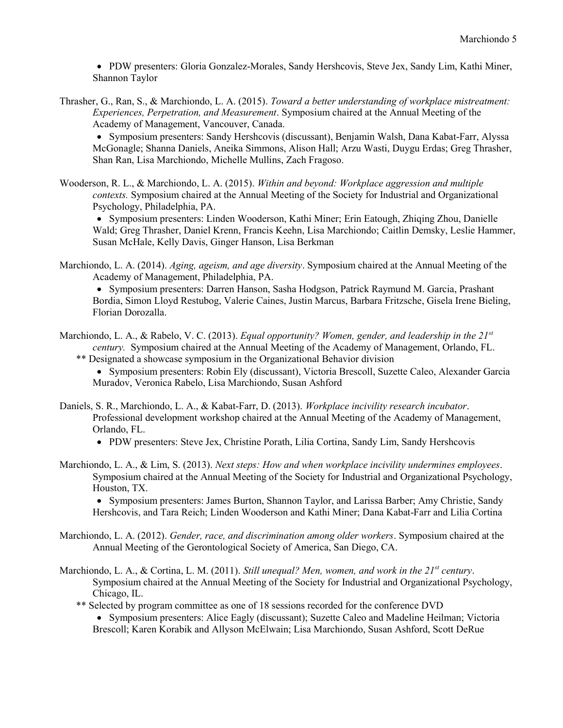- PDW presenters: Gloria Gonzalez-Morales, Sandy Hershcovis, Steve Jex, Sandy Lim, Kathi Miner, Shannon Taylor

Thrasher, G., Ran, S., & Marchiondo, L. A. (2015). *Toward a better understanding of workplace mistreatment: Experiences, Perpetration, and Measurement*. Symposium chaired at the Annual Meeting of the Academy of Management, Vancouver, Canada.

- Symposium presenters: Sandy Hershcovis (discussant), Benjamin Walsh, Dana Kabat-Farr, Alyssa McGonagle; Shanna Daniels, Aneika Simmons, Alison Hall; Arzu Wasti, Duygu Erdas; Greg Thrasher, Shan Ran, Lisa Marchiondo, Michelle Mullins, Zach Fragoso.

Wooderson, R. L., & Marchiondo, L. A. (2015). *Within and beyond: Workplace aggression and multiple contexts.* Symposium chaired at the Annual Meeting of the Society for Industrial and Organizational Psychology, Philadelphia, PA.

- Symposium presenters: Linden Wooderson, Kathi Miner; Erin Eatough, Zhiqing Zhou, Danielle Wald; Greg Thrasher, Daniel Krenn, Francis Keehn, Lisa Marchiondo; Caitlin Demsky, Leslie Hammer, Susan McHale, Kelly Davis, Ginger Hanson, Lisa Berkman

Marchiondo, L. A. (2014). *Aging, ageism, and age diversity*. Symposium chaired at the Annual Meeting of the Academy of Management, Philadelphia, PA.

- Symposium presenters: Darren Hanson, Sasha Hodgson, Patrick Raymund M. Garcia, Prashant Bordia, Simon Lloyd Restubog, Valerie Caines, Justin Marcus, Barbara Fritzsche, Gisela Irene Bieling, Florian Dorozalla.

Marchiondo, L. A., & Rabelo, V. C. (2013). *Equal opportunity? Women, gender, and leadership in the 21st century.* Symposium chaired at the Annual Meeting of the Academy of Management, Orlando, FL.

** Designated a showcase symposium in the Organizational Behavior division

- Symposium presenters: Robin Ely (discussant), Victoria Brescoll, Suzette Caleo, Alexander Garcia Muradov, Veronica Rabelo, Lisa Marchiondo, Susan Ashford

Daniels, S. R., Marchiondo, L. A., & Kabat-Farr, D. (2013). *Workplace incivility research incubator*. Professional development workshop chaired at the Annual Meeting of the Academy of Management, Orlando, FL.

- PDW presenters: Steve Jex, Christine Porath, Lilia Cortina, Sandy Lim, Sandy Hershcovis

Marchiondo, L. A., & Lim, S. (2013). *Next steps: How and when workplace incivility undermines employees*. Symposium chaired at the Annual Meeting of the Society for Industrial and Organizational Psychology, Houston, TX.

- Symposium presenters: James Burton, Shannon Taylor, and Larissa Barber; Amy Christie, Sandy Hershcovis, and Tara Reich; Linden Wooderson and Kathi Miner; Dana Kabat-Farr and Lilia Cortina

Marchiondo, L. A. (2012). *Gender, race, and discrimination among older workers*. Symposium chaired at the Annual Meeting of the Gerontological Society of America, San Diego, CA.

Marchiondo, L. A., & Cortina, L. M. (2011). *Still unequal? Men, women, and work in the 21st century*. Symposium chaired at the Annual Meeting of the Society for Industrial and Organizational Psychology, Chicago, IL.

** Selected by program committee as one of 18 sessions recorded for the conference DVD

- Symposium presenters: Alice Eagly (discussant); Suzette Caleo and Madeline Heilman; Victoria Brescoll; Karen Korabik and Allyson McElwain; Lisa Marchiondo, Susan Ashford, Scott DeRue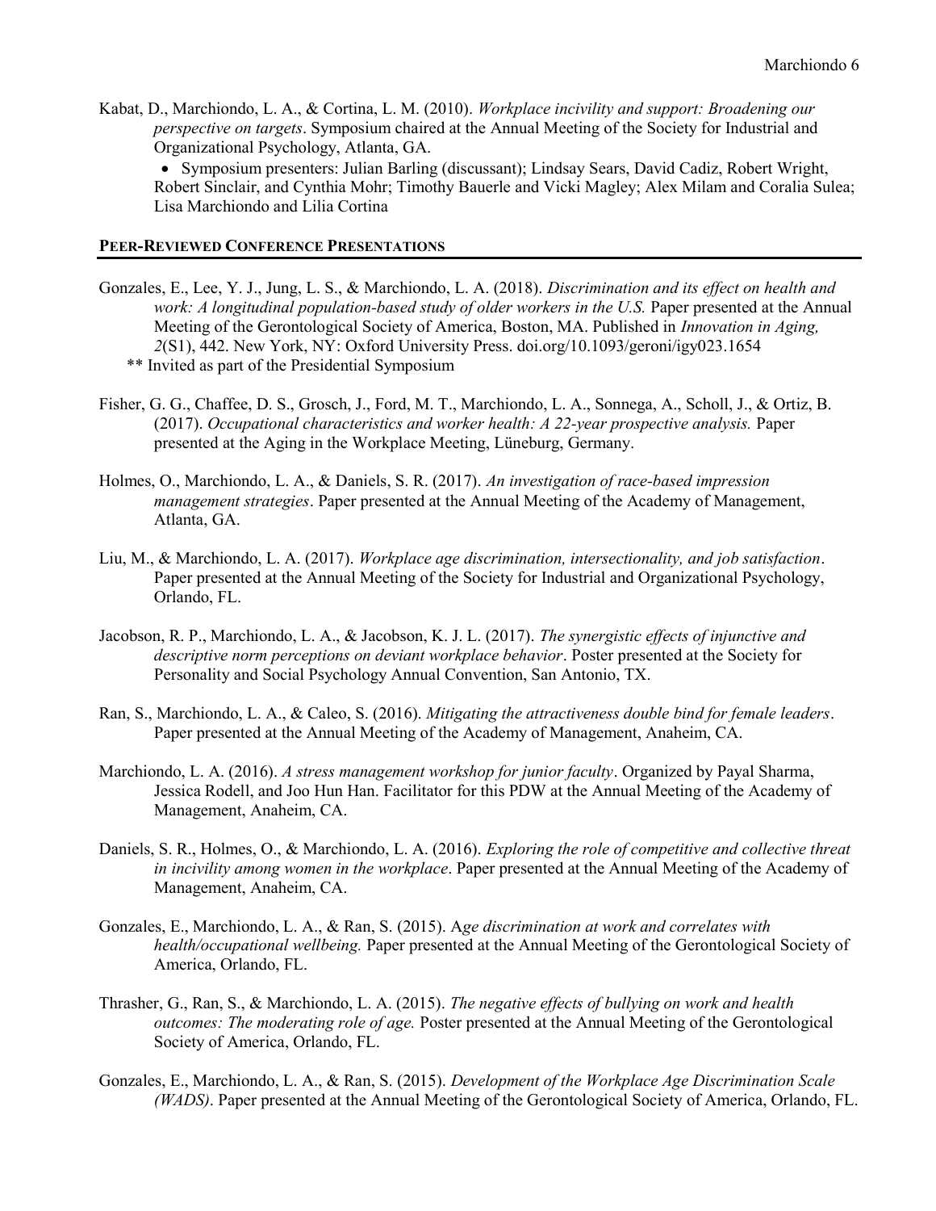Kabat, D., Marchiondo, L. A., & Cortina, L. M. (2010). *Workplace incivility and support: Broadening our perspective on targets*. Symposium chaired at the Annual Meeting of the Society for Industrial and Organizational Psychology, Atlanta, GA.

- Symposium presenters: Julian Barling (discussant); Lindsay Sears, David Cadiz, Robert Wright, Robert Sinclair, and Cynthia Mohr; Timothy Bauerle and Vicki Magley; Alex Milam and Coralia Sulea; Lisa Marchiondo and Lilia Cortina

## Peer-Reviewed Conference Presentations

Gonzales, E., Lee, Y. J., Jung, L. S., & Marchiondo, L. A. (2018). *Discrimination and its effect on health and work: A longitudinal population-based study of older workers in the U.S.* Paper presented at the Annual Meeting of the Gerontological Society of America, Boston, MA. Published in *Innovation in Aging, 2*(S1), 442. New York, NY: Oxford University Press. doi.org/10.1093/geroni/igy023.1654
 ** Invited as part of the Presidential Symposium

Fisher, G. G., Chaffee, D. S., Grosch, J., Ford, M. T., Marchiondo, L. A., Sonnega, A., Scholl, J., & Ortiz, B. (2017). *Occupational characteristics and worker health: A 22-year prospective analysis.* Paper presented at the Aging in the Workplace Meeting, Lüneburg, Germany.

Holmes, O., Marchiondo, L. A., & Daniels, S. R. (2017). *An investigation of race-based impression management strategies*. Paper presented at the Annual Meeting of the Academy of Management, Atlanta, GA.

Liu, M., & Marchiondo, L. A. (2017). *Workplace age discrimination, intersectionality, and job satisfaction*. Paper presented at the Annual Meeting of the Society for Industrial and Organizational Psychology, Orlando, FL.

Jacobson, R. P., Marchiondo, L. A., & Jacobson, K. J. L. (2017). *The synergistic effects of injunctive and descriptive norm perceptions on deviant workplace behavior*. Poster presented at the Society for Personality and Social Psychology Annual Convention, San Antonio, TX.

Ran, S., Marchiondo, L. A., & Caleo, S. (2016). *Mitigating the attractiveness double bind for female leaders*. Paper presented at the Annual Meeting of the Academy of Management, Anaheim, CA.

Marchiondo, L. A. (2016). *A stress management workshop for junior faculty*. Organized by Payal Sharma, Jessica Rodell, and Joo Hun Han. Facilitator for this PDW at the Annual Meeting of the Academy of Management, Anaheim, CA.

Daniels, S. R., Holmes, O., & Marchiondo, L. A. (2016). *Exploring the role of competitive and collective threat in incivility among women in the workplace*. Paper presented at the Annual Meeting of the Academy of Management, Anaheim, CA.

Gonzales, E., Marchiondo, L. A., & Ran, S. (2015). A*ge discrimination at work and correlates with health/occupational wellbeing.* Paper presented at the Annual Meeting of the Gerontological Society of America, Orlando, FL.

Thrasher, G., Ran, S., & Marchiondo, L. A. (2015). *The negative effects of bullying on work and health outcomes: The moderating role of age.* Poster presented at the Annual Meeting of the Gerontological Society of America, Orlando, FL.

Gonzales, E., Marchiondo, L. A., & Ran, S. (2015). *Development of the Workplace Age Discrimination Scale (WADS)*. Paper presented at the Annual Meeting of the Gerontological Society of America, Orlando, FL.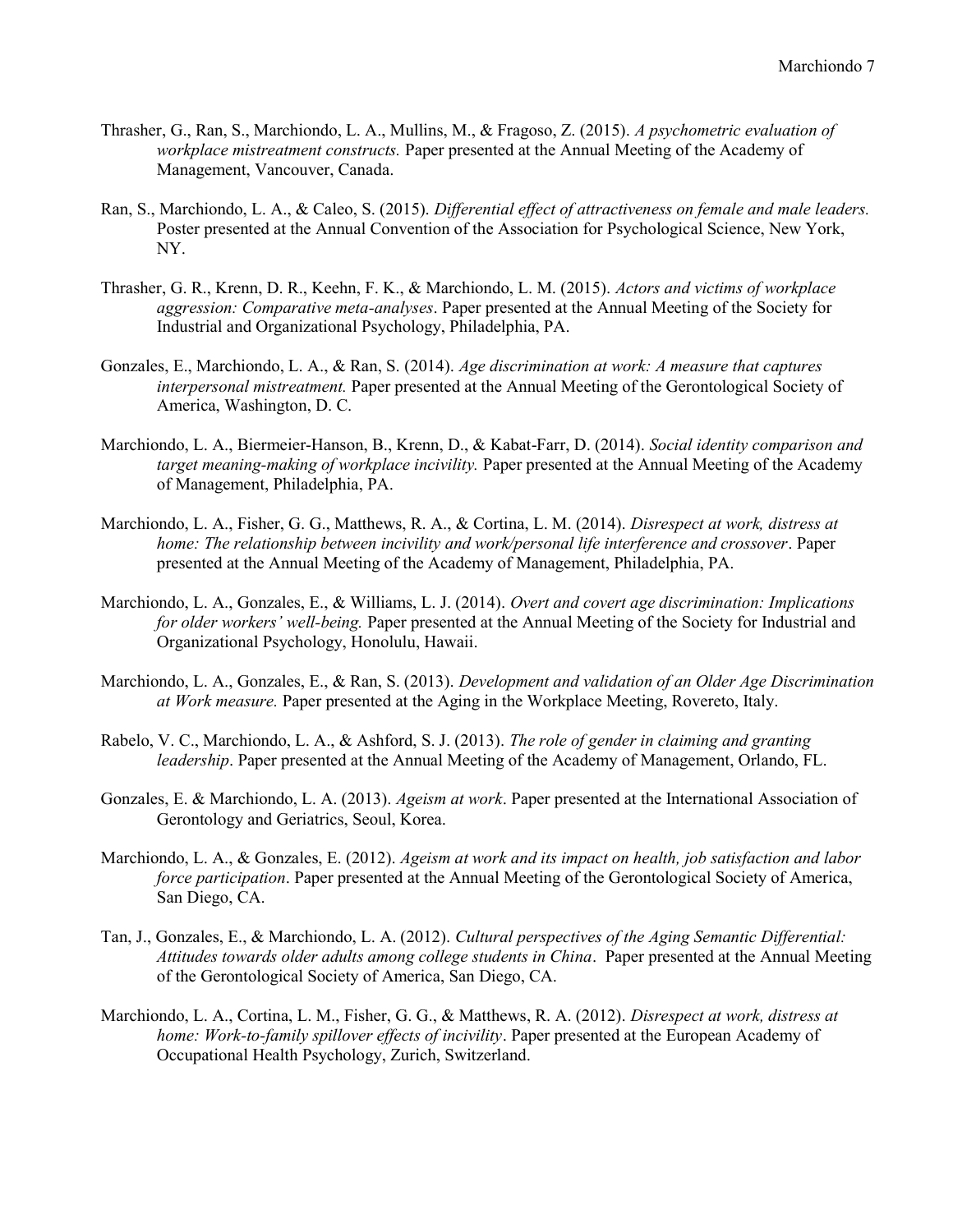Thrasher, G., Ran, S., Marchiondo, L. A., Mullins, M., & Fragoso, Z. (2015). *A psychometric evaluation of workplace mistreatment constructs.* Paper presented at the Annual Meeting of the Academy of Management, Vancouver, Canada.

Ran, S., Marchiondo, L. A., & Caleo, S. (2015). *Differential effect of attractiveness on female and male leaders.* Poster presented at the Annual Convention of the Association for Psychological Science, New York, NY.

Thrasher, G. R., Krenn, D. R., Keehn, F. K., & Marchiondo, L. M. (2015). *Actors and victims of workplace aggression: Comparative meta-analyses*. Paper presented at the Annual Meeting of the Society for Industrial and Organizational Psychology, Philadelphia, PA.

Gonzales, E., Marchiondo, L. A., & Ran, S. (2014). *Age discrimination at work: A measure that captures interpersonal mistreatment.* Paper presented at the Annual Meeting of the Gerontological Society of America, Washington, D. C.

Marchiondo, L. A., Biermeier-Hanson, B., Krenn, D., & Kabat-Farr, D. (2014). *Social identity comparison and target meaning-making of workplace incivility.* Paper presented at the Annual Meeting of the Academy of Management, Philadelphia, PA.

Marchiondo, L. A., Fisher, G. G., Matthews, R. A., & Cortina, L. M. (2014). *Disrespect at work, distress at home: The relationship between incivility and work/personal life interference and crossover*. Paper presented at the Annual Meeting of the Academy of Management, Philadelphia, PA.

Marchiondo, L. A., Gonzales, E., & Williams, L. J. (2014). *Overt and covert age discrimination: Implications for older workers' well-being.* Paper presented at the Annual Meeting of the Society for Industrial and Organizational Psychology, Honolulu, Hawaii.

Marchiondo, L. A., Gonzales, E., & Ran, S. (2013). *Development and validation of an Older Age Discrimination at Work measure.* Paper presented at the Aging in the Workplace Meeting, Rovereto, Italy.

Rabelo, V. C., Marchiondo, L. A., & Ashford, S. J. (2013). *The role of gender in claiming and granting leadership*. Paper presented at the Annual Meeting of the Academy of Management, Orlando, FL.

Gonzales, E. & Marchiondo, L. A. (2013). *Ageism at work*. Paper presented at the International Association of Gerontology and Geriatrics, Seoul, Korea.

Marchiondo, L. A., & Gonzales, E. (2012). *Ageism at work and its impact on health, job satisfaction and labor force participation*. Paper presented at the Annual Meeting of the Gerontological Society of America, San Diego, CA.

Tan, J., Gonzales, E., & Marchiondo, L. A. (2012). *Cultural perspectives of the Aging Semantic Differential: Attitudes towards older adults among college students in China*. Paper presented at the Annual Meeting of the Gerontological Society of America, San Diego, CA.

Marchiondo, L. A., Cortina, L. M., Fisher, G. G., & Matthews, R. A. (2012). *Disrespect at work, distress at home: Work-to-family spillover effects of incivility*. Paper presented at the European Academy of Occupational Health Psychology, Zurich, Switzerland.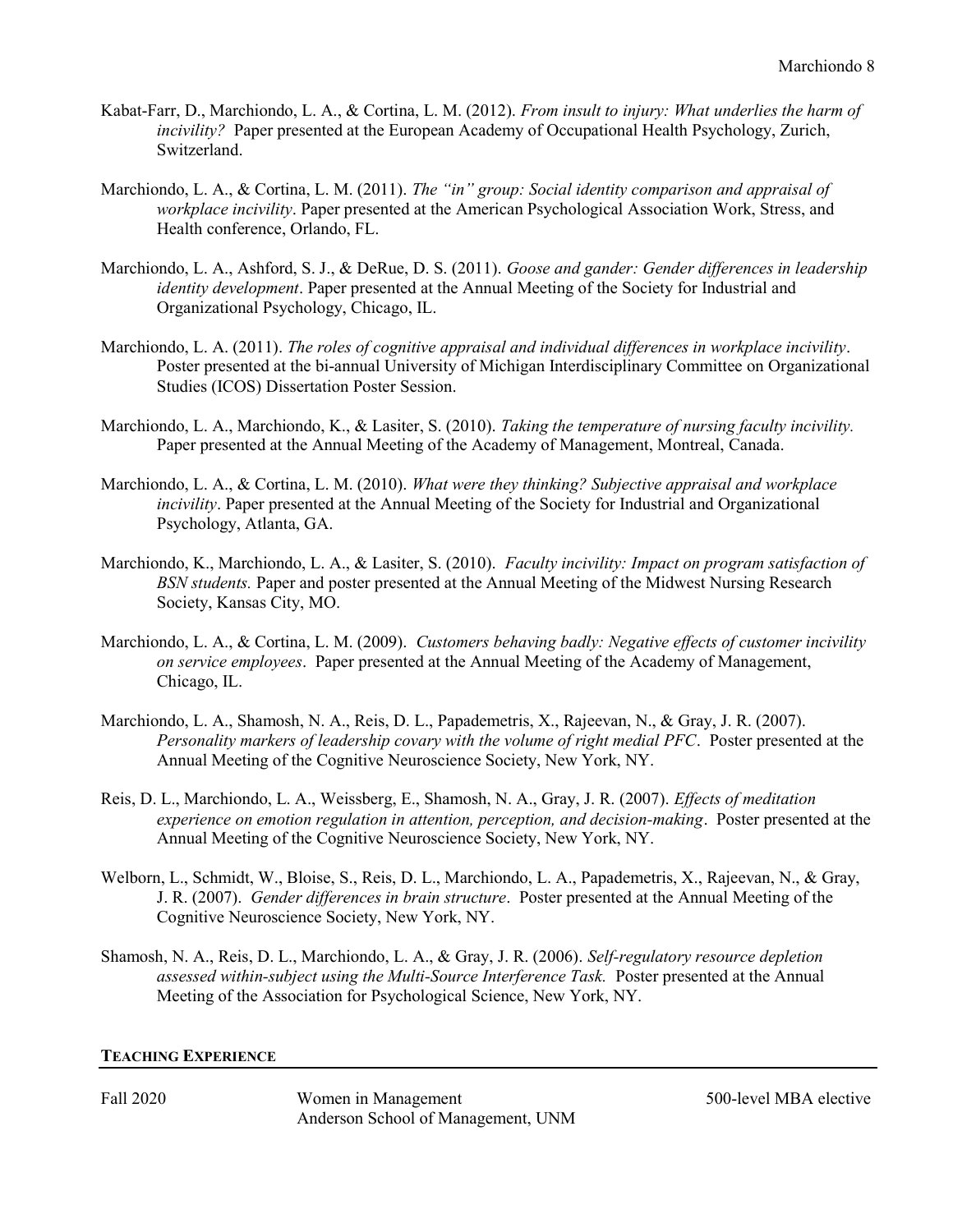Kabat-Farr, D., Marchiondo, L. A., & Cortina, L. M. (2012). *From insult to injury: What underlies the harm of incivility?* Paper presented at the European Academy of Occupational Health Psychology, Zurich, Switzerland.

Marchiondo, L. A., & Cortina, L. M. (2011). *The "in" group: Social identity comparison and appraisal of workplace incivility*. Paper presented at the American Psychological Association Work, Stress, and Health conference, Orlando, FL.

Marchiondo, L. A., Ashford, S. J., & DeRue, D. S. (2011). *Goose and gander: Gender differences in leadership identity development*. Paper presented at the Annual Meeting of the Society for Industrial and Organizational Psychology, Chicago, IL.

Marchiondo, L. A. (2011). *The roles of cognitive appraisal and individual differences in workplace incivility*. Poster presented at the bi-annual University of Michigan Interdisciplinary Committee on Organizational Studies (ICOS) Dissertation Poster Session.

Marchiondo, L. A., Marchiondo, K., & Lasiter, S. (2010). *Taking the temperature of nursing faculty incivility.* Paper presented at the Annual Meeting of the Academy of Management, Montreal, Canada.

Marchiondo, L. A., & Cortina, L. M. (2010). *What were they thinking? Subjective appraisal and workplace incivility*. Paper presented at the Annual Meeting of the Society for Industrial and Organizational Psychology, Atlanta, GA.

Marchiondo, K., Marchiondo, L. A., & Lasiter, S. (2010). *Faculty incivility: Impact on program satisfaction of BSN students.* Paper and poster presented at the Annual Meeting of the Midwest Nursing Research Society, Kansas City, MO.

Marchiondo, L. A., & Cortina, L. M. (2009). *Customers behaving badly: Negative effects of customer incivility on service employees*. Paper presented at the Annual Meeting of the Academy of Management, Chicago, IL.

Marchiondo, L. A., Shamosh, N. A., Reis, D. L., Papademetris, X., Rajeevan, N., & Gray, J. R. (2007). *Personality markers of leadership covary with the volume of right medial PFC*. Poster presented at the Annual Meeting of the Cognitive Neuroscience Society, New York, NY.

Reis, D. L., Marchiondo, L. A., Weissberg, E., Shamosh, N. A., Gray, J. R. (2007). *Effects of meditation experience on emotion regulation in attention, perception, and decision-making*. Poster presented at the Annual Meeting of the Cognitive Neuroscience Society, New York, NY.

Welborn, L., Schmidt, W., Bloise, S., Reis, D. L., Marchiondo, L. A., Papademetris, X., Rajeevan, N., & Gray, J. R. (2007). *Gender differences in brain structure*. Poster presented at the Annual Meeting of the Cognitive Neuroscience Society, New York, NY.

Shamosh, N. A., Reis, D. L., Marchiondo, L. A., & Gray, J. R. (2006). *Self-regulatory resource depletion assessed within-subject using the Multi-Source Interference Task.* Poster presented at the Annual Meeting of the Association for Psychological Science, New York, NY.

## Teaching Experience

| | | |
|---|---|---|
| Fall 2020 | Women in Management<br>Anderson School of Management, UNM | 500-level MBA elective |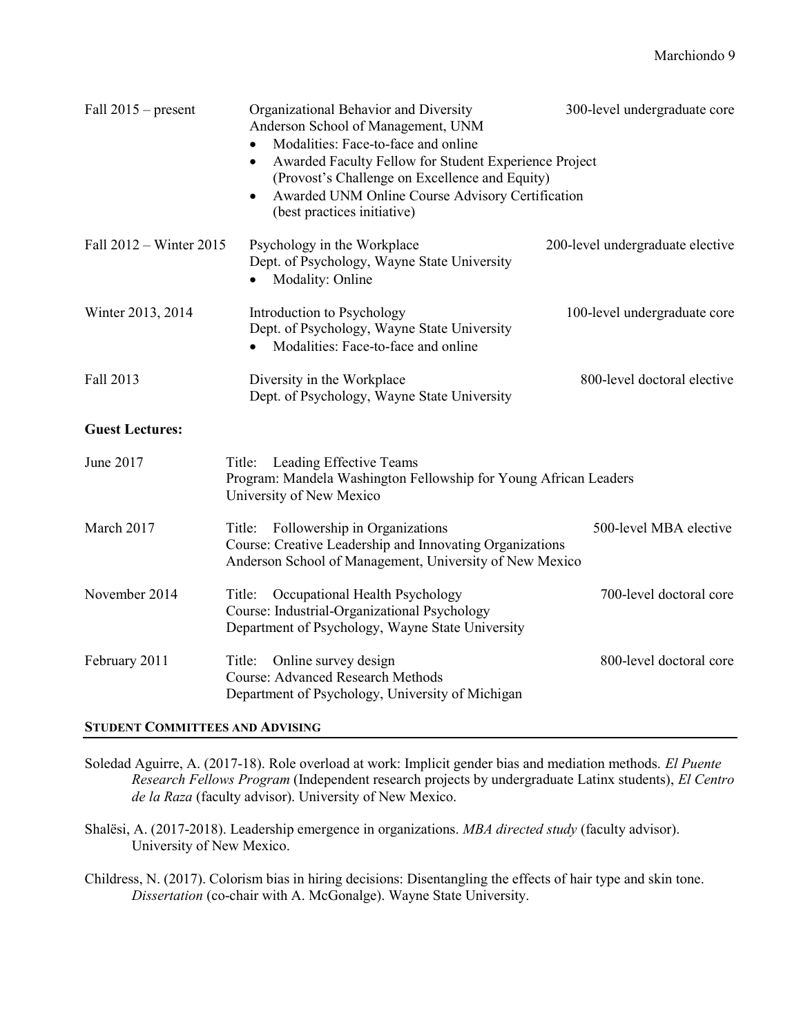Fall 2015 – present | Organizational Behavior and Diversity | 300-level undergraduate core
Anderson School of Management, UNM
- Modalities: Face-to-face and online
- Awarded Faculty Fellow for Student Experience Project (Provost's Challenge on Excellence and Equity)
- Awarded UNM Online Course Advisory Certification (best practices initiative)

Fall 2012 – Winter 2015 | Psychology in the Workplace | 200-level undergraduate elective
Dept. of Psychology, Wayne State University
- Modality: Online

Winter 2013, 2014 | Introduction to Psychology | 100-level undergraduate core
Dept. of Psychology, Wayne State University
- Modalities: Face-to-face and online

Fall 2013 | Diversity in the Workplace | 800-level doctoral elective
Dept. of Psychology, Wayne State University

**Guest Lectures:**

June 2017 | Title: Leading Effective Teams
Program: Mandela Washington Fellowship for Young African Leaders
University of New Mexico

March 2017 | Title: Followership in Organizations | 500-level MBA elective
Course: Creative Leadership and Innovating Organizations
Anderson School of Management, University of New Mexico

November 2014 | Title: Occupational Health Psychology | 700-level doctoral core
Course: Industrial-Organizational Psychology
Department of Psychology, Wayne State University

February 2011 | Title: Online survey design | 800-level doctoral core
Course: Advanced Research Methods
Department of Psychology, University of Michigan

## STUDENT COMMITTEES AND ADVISING

Soledad Aguirre, A. (2017-18). Role overload at work: Implicit gender bias and mediation methods. *El Puente Research Fellows Program* (Independent research projects by undergraduate Latinx students), *El Centro de la Raza* (faculty advisor). University of New Mexico.

Shalësi, A. (2017-2018). Leadership emergence in organizations. *MBA directed study* (faculty advisor). University of New Mexico.

Childress, N. (2017). Colorism bias in hiring decisions: Disentangling the effects of hair type and skin tone. *Dissertation* (co-chair with A. McGonalge). Wayne State University.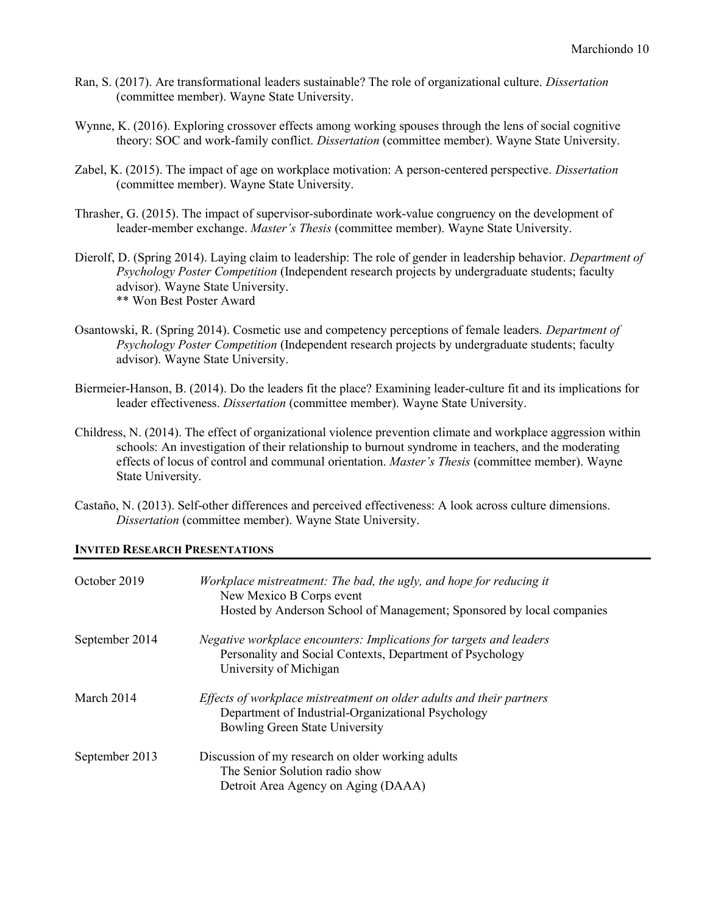Ran, S. (2017). Are transformational leaders sustainable? The role of organizational culture. *Dissertation* (committee member). Wayne State University.

Wynne, K. (2016). Exploring crossover effects among working spouses through the lens of social cognitive theory: SOC and work-family conflict. *Dissertation* (committee member). Wayne State University.

Zabel, K. (2015). The impact of age on workplace motivation: A person-centered perspective. *Dissertation* (committee member). Wayne State University.

Thrasher, G. (2015). The impact of supervisor-subordinate work-value congruency on the development of leader-member exchange. *Master's Thesis* (committee member). Wayne State University.

Dierolf, D. (Spring 2014). Laying claim to leadership: The role of gender in leadership behavior. *Department of Psychology Poster Competition* (Independent research projects by undergraduate students; faculty advisor). Wayne State University.
** Won Best Poster Award

Osantowski, R. (Spring 2014). Cosmetic use and competency perceptions of female leaders. *Department of Psychology Poster Competition* (Independent research projects by undergraduate students; faculty advisor). Wayne State University.

Biermeier-Hanson, B. (2014). Do the leaders fit the place? Examining leader-culture fit and its implications for leader effectiveness. *Dissertation* (committee member). Wayne State University.

Childress, N. (2014). The effect of organizational violence prevention climate and workplace aggression within schools: An investigation of their relationship to burnout syndrome in teachers, and the moderating effects of locus of control and communal orientation. *Master's Thesis* (committee member). Wayne State University.

Castaño, N. (2013). Self-other differences and perceived effectiveness: A look across culture dimensions. *Dissertation* (committee member). Wayne State University.

## INVITED RESEARCH PRESENTATIONS

| | |
|---|---|
| October 2019 | *Workplace mistreatment: The bad, the ugly, and hope for reducing it*<br>New Mexico B Corps event<br>Hosted by Anderson School of Management; Sponsored by local companies |
| September 2014 | *Negative workplace encounters: Implications for targets and leaders*<br>Personality and Social Contexts, Department of Psychology<br>University of Michigan |
| March 2014 | *Effects of workplace mistreatment on older adults and their partners*<br>Department of Industrial-Organizational Psychology<br>Bowling Green State University |
| September 2013 | Discussion of my research on older working adults<br>The Senior Solution radio show<br>Detroit Area Agency on Aging (DAAA) |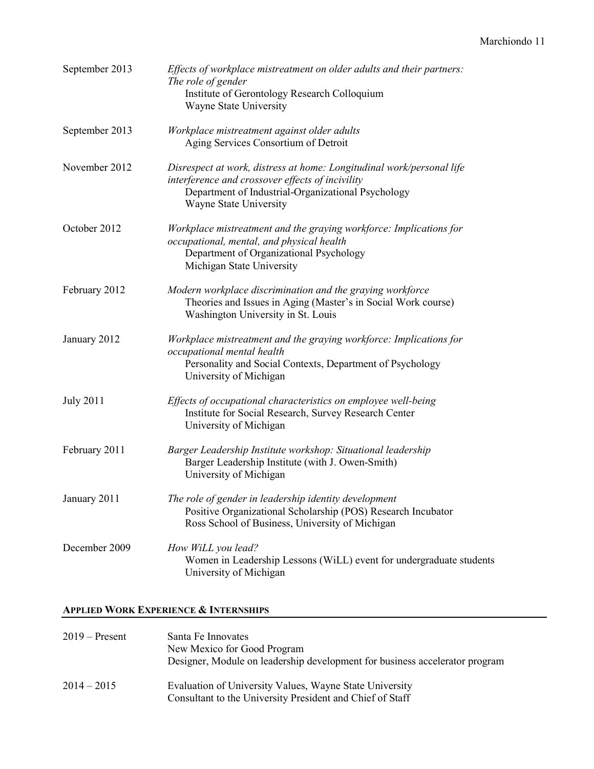September 2013 — *Effects of workplace mistreatment on older adults and their partners: The role of gender*
Institute of Gerontology Research Colloquium
Wayne State University

September 2013 — *Workplace mistreatment against older adults*
Aging Services Consortium of Detroit

November 2012 — *Disrespect at work, distress at home: Longitudinal work/personal life interference and crossover effects of incivility*
Department of Industrial-Organizational Psychology
Wayne State University

October 2012 — *Workplace mistreatment and the graying workforce: Implications for occupational, mental, and physical health*
Department of Organizational Psychology
Michigan State University

February 2012 — *Modern workplace discrimination and the graying workforce*
Theories and Issues in Aging (Master's in Social Work course)
Washington University in St. Louis

January 2012 — *Workplace mistreatment and the graying workforce: Implications for occupational mental health*
Personality and Social Contexts, Department of Psychology
University of Michigan

July 2011 — *Effects of occupational characteristics on employee well-being*
Institute for Social Research, Survey Research Center
University of Michigan

February 2011 — *Barger Leadership Institute workshop: Situational leadership*
Barger Leadership Institute (with J. Owen-Smith)
University of Michigan

January 2011 — *The role of gender in leadership identity development*
Positive Organizational Scholarship (POS) Research Incubator
Ross School of Business, University of Michigan

December 2009 — *How WiLL you lead?*
Women in Leadership Lessons (WiLL) event for undergraduate students
University of Michigan

## APPLIED WORK EXPERIENCE & INTERNSHIPS

2019 – Present — Santa Fe Innovates
New Mexico for Good Program
Designer, Module on leadership development for business accelerator program

2014 – 2015 — Evaluation of University Values, Wayne State University
Consultant to the University President and Chief of Staff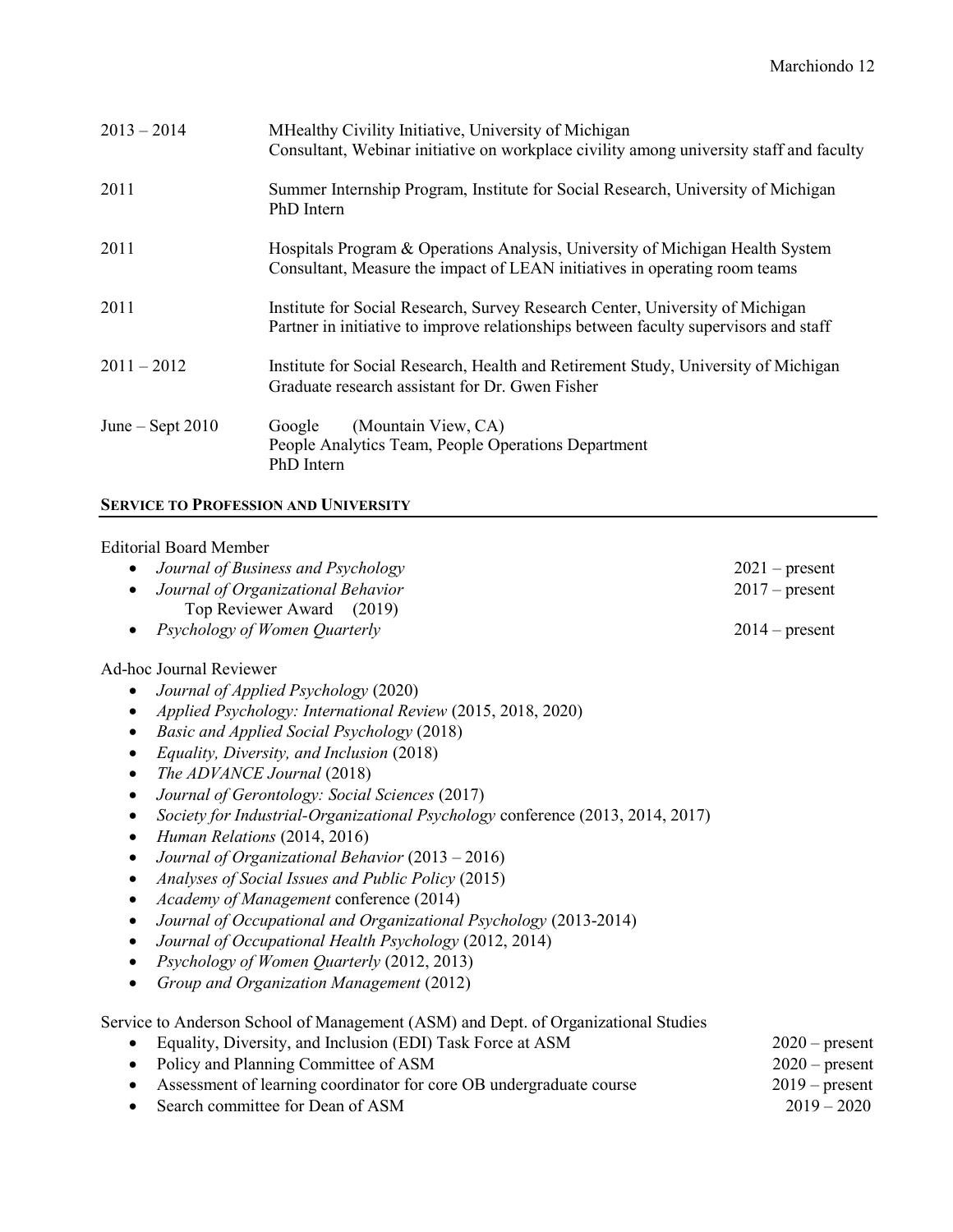| | |
|---|---|
| 2013 – 2014 | MHealthy Civility Initiative, University of Michigan<br>Consultant, Webinar initiative on workplace civility among university staff and faculty |
| 2011 | Summer Internship Program, Institute for Social Research, University of Michigan<br>PhD Intern |
| 2011 | Hospitals Program & Operations Analysis, University of Michigan Health System<br>Consultant, Measure the impact of LEAN initiatives in operating room teams |
| 2011 | Institute for Social Research, Survey Research Center, University of Michigan<br>Partner in initiative to improve relationships between faculty supervisors and staff |
| 2011 – 2012 | Institute for Social Research, Health and Retirement Study, University of Michigan<br>Graduate research assistant for Dr. Gwen Fisher |
| June – Sept 2010 | Google (Mountain View, CA)<br>People Analytics Team, People Operations Department<br>PhD Intern |

## SERVICE TO PROFESSION AND UNIVERSITY

Editorial Board Member

- *Journal of Business and Psychology* 2021 – present
- *Journal of Organizational Behavior* 2017 – present
  - Top Reviewer Award (2019)
- *Psychology of Women Quarterly* 2014 – present

Ad-hoc Journal Reviewer

- *Journal of Applied Psychology* (2020)
- *Applied Psychology: International Review* (2015, 2018, 2020)
- *Basic and Applied Social Psychology* (2018)
- *Equality, Diversity, and Inclusion* (2018)
- *The ADVANCE Journal* (2018)
- *Journal of Gerontology: Social Sciences* (2017)
- *Society for Industrial-Organizational Psychology* conference (2013, 2014, 2017)
- *Human Relations* (2014, 2016)
- *Journal of Organizational Behavior* (2013 – 2016)
- *Analyses of Social Issues and Public Policy* (2015)
- *Academy of Management* conference (2014)
- *Journal of Occupational and Organizational Psychology* (2013-2014)
- *Journal of Occupational Health Psychology* (2012, 2014)
- *Psychology of Women Quarterly* (2012, 2013)
- *Group and Organization Management* (2012)

Service to Anderson School of Management (ASM) and Dept. of Organizational Studies

- Equality, Diversity, and Inclusion (EDI) Task Force at ASM 2020 – present
- Policy and Planning Committee of ASM 2020 – present
- Assessment of learning coordinator for core OB undergraduate course 2019 – present
- Search committee for Dean of ASM 2019 – 2020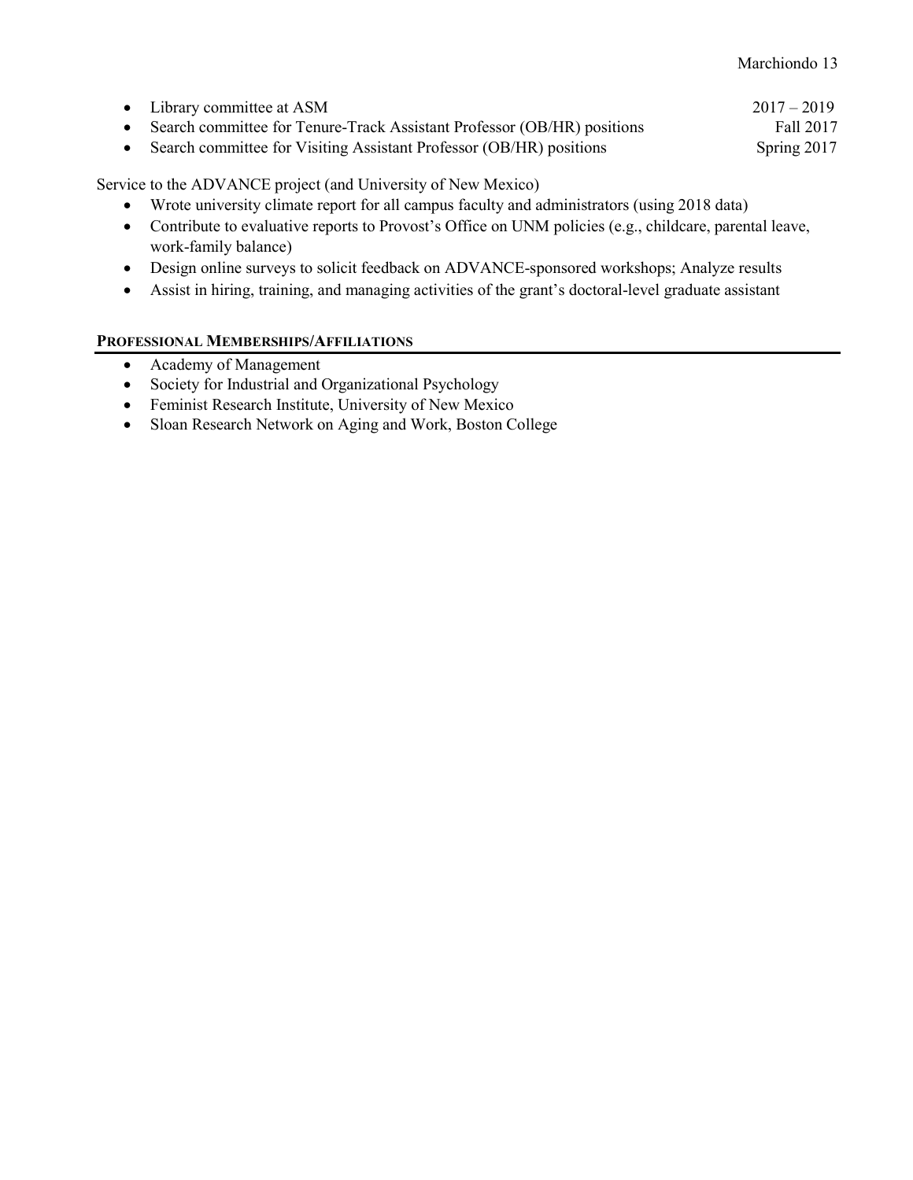- Library committee at ASM 2017 – 2019
- Search committee for Tenure-Track Assistant Professor (OB/HR) positions Fall 2017
- Search committee for Visiting Assistant Professor (OB/HR) positions Spring 2017

Service to the ADVANCE project (and University of New Mexico)

- Wrote university climate report for all campus faculty and administrators (using 2018 data)
- Contribute to evaluative reports to Provost's Office on UNM policies (e.g., childcare, parental leave, work-family balance)
- Design online surveys to solicit feedback on ADVANCE-sponsored workshops; Analyze results
- Assist in hiring, training, and managing activities of the grant's doctoral-level graduate assistant

## PROFESSIONAL MEMBERSHIPS/AFFILIATIONS

- Academy of Management
- Society for Industrial and Organizational Psychology
- Feminist Research Institute, University of New Mexico
- Sloan Research Network on Aging and Work, Boston College